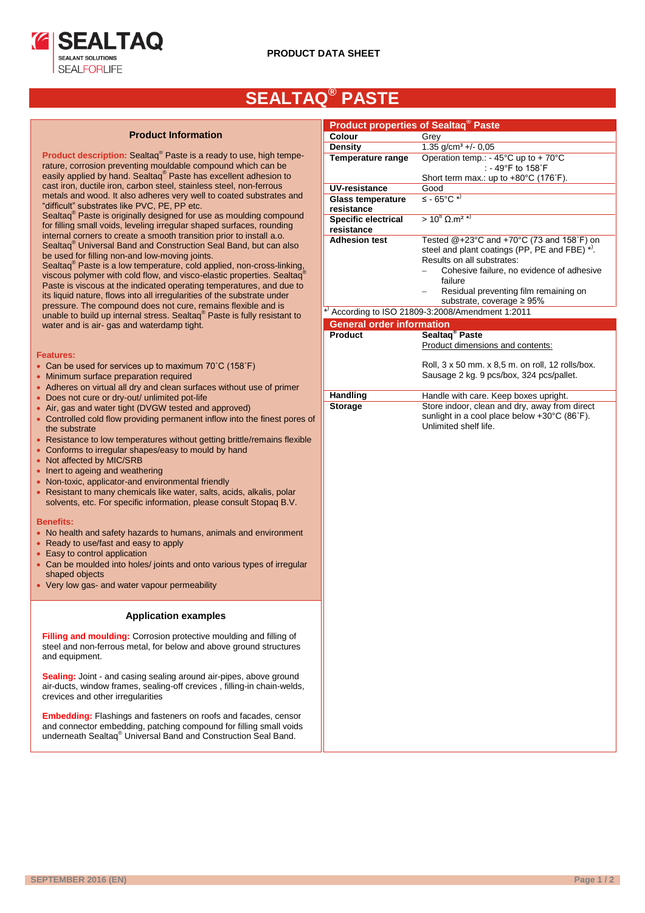SEALTAQ

SEALANT SOLUTIONS

SEALFORLIFE

PRODUCT DATA SHEET

# SEALTAQ® PASTE

## Product Information

**Product description:** Sealtaq® Paste is a ready to use, high temperature, corrosion preventing mouldable compound which can be easily applied by hand. Sealtaq® Paste has excellent adhesion to cast iron, ductile iron, carbon steel, stainless steel, non-ferrous metals and wood. It also adheres very well to coated substrates and "difficult" substrates like PVC, PE, PP etc.
Sealtaq® Paste is originally designed for use as moulding compound for filling small voids, leveling irregular shaped surfaces, rounding internal corners to create a smooth transition prior to install a.o. Sealtaq® Universal Band and Construction Seal Band, but can also be used for filling non-and low-moving joints.
Sealtaq® Paste is a low temperature, cold applied, non-cross-linking, viscous polymer with cold flow, and visco-elastic properties. Sealtaq® Paste is viscous at the indicated operating temperatures, and due to its liquid nature, flows into all irregularities of the substrate under pressure. The compound does not cure, remains flexible and is unable to build up internal stress. Sealtaq® Paste is fully resistant to water and is air- gas and waterdamp tight.

**Features:**

- Can be used for services up to maximum 70˚C (158˚F)
- Minimum surface preparation required
- Adheres on virtual all dry and clean surfaces without use of primer
- Does not cure or dry-out/ unlimited pot-life
- Air, gas and water tight (DVGW tested and approved)
- Controlled cold flow providing permanent inflow into the finest pores of the substrate
- Resistance to low temperatures without getting brittle/remains flexible
- Conforms to irregular shapes/easy to mould by hand
- Not affected by MIC/SRB
- Inert to ageing and weathering
- Non-toxic, applicator-and environmental friendly
- Resistant to many chemicals like water, salts, acids, alkalis, polar solvents, etc. For specific information, please consult Stopaq B.V.

**Benefits:**

- No health and safety hazards to humans, animals and environment
- Ready to use/fast and easy to apply
- Easy to control application
- Can be moulded into holes/ joints and onto various types of irregular shaped objects
- Very low gas- and water vapour permeability

## Application examples

**Filling and moulding:** Corrosion protective moulding and filling of steel and non-ferrous metal, for below and above ground structures and equipment.

**Sealing:** Joint - and casing sealing around air-pipes, above ground air-ducts, window frames, sealing-off crevices , filling-in chain-welds, crevices and other irregularities

**Embedding:** Flashings and fasteners on roofs and facades, censor and connector embedding, patching compound for filling small voids underneath Sealtaq® Universal Band and Construction Seal Band.

## Product properties of Sealtaq® Paste

| Property | Value |
|---|---|
| **Colour** | Grey |
| **Density** | 1.35 g/cm³ +/- 0,05 |
| **Temperature range** | Operation temp.: - 45°C up to + 70°C<br>: - 49°F to 158˚F<br>Short term max.: up to +80°C (176˚F). |
| **UV-resistance** | Good |
| **Glass temperature resistance** | ≤ - 65°C *⁾ |
| **Specific electrical resistance** | > $10^8$ Ω.m² *⁾ |
| **Adhesion test** | Tested @+23°C and +70°C (73 and 158˚F) on steel and plant coatings (PP, PE and FBE) *⁾.<br>Results on all substrates:<br>– Cohesive failure, no evidence of adhesive failure<br>– Residual preventing film remaining on substrate, coverage ≥ 95% |

*⁾ According to ISO 21809-3:2008/Amendment 1:2011

## General order information

| Item | Details |
|---|---|
| **Product** | **Sealtaq® Paste**<br>Product dimensions and contents:<br><br>Roll, 3 x 50 mm. x 8,5 m. on roll, 12 rolls/box.<br>Sausage 2 kg. 9 pcs/box, 324 pcs/pallet. |
| **Handling** | Handle with care. Keep boxes upright. |
| **Storage** | Store indoor, clean and dry, away from direct sunlight in a cool place below +30°C (86˚F).<br>Unlimited shelf life. |

SEPTEMBER 2016 (EN)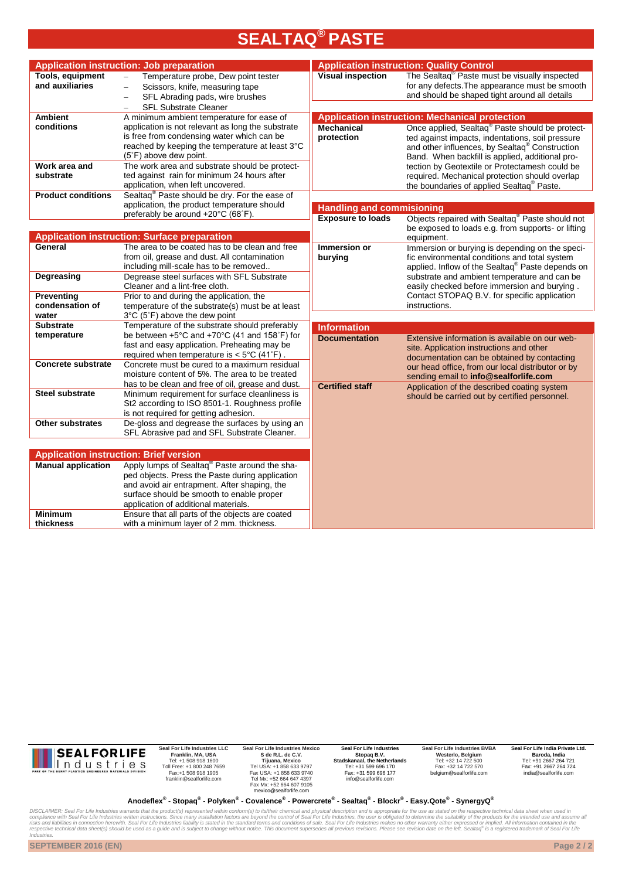# SEALTAQ® PASTE

| Application instruction: Job preparation | |
|---|---|
| **Tools, equipment and auxiliaries** | – Temperature probe, Dew point tester<br>– Scissors, knife, measuring tape<br>– SFL Abrading pads, wire brushes<br>– SFL Substrate Cleaner |
| **Ambient conditions** | A minimum ambient temperature for ease of application is not relevant as long the substrate is free from condensing water which can be reached by keeping the temperature at least 3°C (5˚F) above dew point. |
| **Work area and substrate** | The work area and substrate should be protected against rain for minimum 24 hours after application, when left uncovered. |
| **Product conditions** | Sealtaq® Paste should be dry. For the ease of application, the product temperature should preferably be around +20°C (68˚F). |

| Application instruction: Surface preparation | |
|---|---|
| **General** | The area to be coated has to be clean and free from oil, grease and dust. All contamination including mill-scale has to be removed.. |
| **Degreasing** | Degrease steel surfaces with SFL Substrate Cleaner and a lint-free cloth. |
| **Preventing condensation of water** | Prior to and during the application, the temperature of the substrate(s) must be at least 3°C (5˚F) above the dew point |
| **Substrate temperature** | Temperature of the substrate should preferably be between +5°C and +70°C (41 and 158˚F) for fast and easy application. Preheating may be required when temperature is < 5°C (41˚F) . |
| **Concrete substrate** | Concrete must be cured to a maximum residual moisture content of 5%. The area to be treated has to be clean and free of oil, grease and dust. |
| **Steel substrate** | Minimum requirement for surface cleanliness is St2 according to ISO 8501-1. Roughness profile is not required for getting adhesion. |
| **Other substrates** | De-gloss and degrease the surfaces by using an SFL Abrasive pad and SFL Substrate Cleaner. |

| Application instruction: Brief version | |
|---|---|
| **Manual application** | Apply lumps of Sealtaq® Paste around the shaped objects. Press the Paste during application and avoid air entrapment. After shaping, the surface should be smooth to enable proper application of additional materials. |
| **Minimum thickness** | Ensure that all parts of the objects are coated with a minimum layer of 2 mm. thickness. |

| Application instruction: Quality Control | |
|---|---|
| **Visual inspection** | The Sealtaq® Paste must be visually inspected for any defects.The appearance must be smooth and should be shaped tight around all details |

| Application instruction: Mechanical protection | |
|---|---|
| **Mechanical protection** | Once applied, Sealtaq® Paste should be protected against impacts, indentations, soil pressure and other influences, by Sealtaq® Construction Band. When backfill is applied, additional protection by Geotextile or Protectamesh could be required. Mechanical protection should overlap the boundaries of applied Sealtaq® Paste. |

| Handling and commisioning | |
|---|---|
| **Exposure to loads** | Objects repaired with Sealtaq® Paste should not be exposed to loads e.g. from supports- or lifting equipment. |
| **Immersion or burying** | Immersion or burying is depending on the specific environmental conditions and total system applied. Inflow of the Sealtaq® Paste depends on substrate and ambient temperature and can be easily checked before immersion and burying . Contact STOPAQ B.V. for specific application instructions. |

| Information | |
|---|---|
| **Documentation** | Extensive information is available on our website. Application instructions and other documentation can be obtained by contacting our head office, from our local distributor or by sending email to **info@sealforlife.com** |
| **Certified staff** | Application of the described coating system should be carried out by certified personnel. |

SEALFORLIFE Industries
PART OF THE BERRY PLASTICS ENGINEERED MATERIALS DIVISION

**Seal For Life Industries LLC**
**Franklin, MA, USA**
Tel: +1 508 918 1600
Toll Free: +1 800 248 7659
Fax:+1 508 918 1905
franklin@sealforlife.com

**Seal For Life Industries Mexico S de R.L. de C.V.**
**Tijuana, Mexico**
Tel USA: +1 858 633 9797
Fax USA: +1 858 633 9740
Tel Mx: +52 664 647 4397
Fax Mx: +52 664 607 9105
mexico@sealforlife.com

**Seal For Life Industries Stopaq B.V.**
**Stadskanaal, the Netherlands**
Tel: +31 599 696 170
Fax: +31 599 696 177
info@sealforlife.com

**Seal For Life Industries BVBA**
**Westerlo, Belgium**
Tel: +32 14 722 500
Fax: +32 14 722 570
belgium@sealforlife.com

**Seal For Life India Private Ltd.**
**Baroda, India**
Tel: +91 2667 264 721
Fax: +91 2667 264 724
india@sealforlife.com

**Anodeflex® - Stopaq® - Polyken® - Covalence® - Powercrete® - Sealtaq® - Blockr® - Easy.Qote® - SynergyQ®**

*DISCLAIMER: Seal For Life Industries warrants that the product(s) represented within conform(s) to its/their chemical and physical description and is appropriate for the use as stated on the respective technical data sheet when used in compliance with Seal For Life Industries written instructions. Since many installation factors are beyond the control of Seal For Life Industries, the user is obligated to determine the suitability of the products for the intended use and assume all risks and liabilities in connection herewith. Seal For Life Industries liability is stated in the standard terms and conditions of sale. Seal For Life Industries makes no other warranty either expressed or implied. All information contained in the respective technical data sheet(s) should be used as a guide and is subject to change without notice. This document supersedes all previous revisions. Please see revision date on the left. Sealtaq® is a registered trademark of Seal For Life Industries.*

SEPTEMBER 2016 (EN)